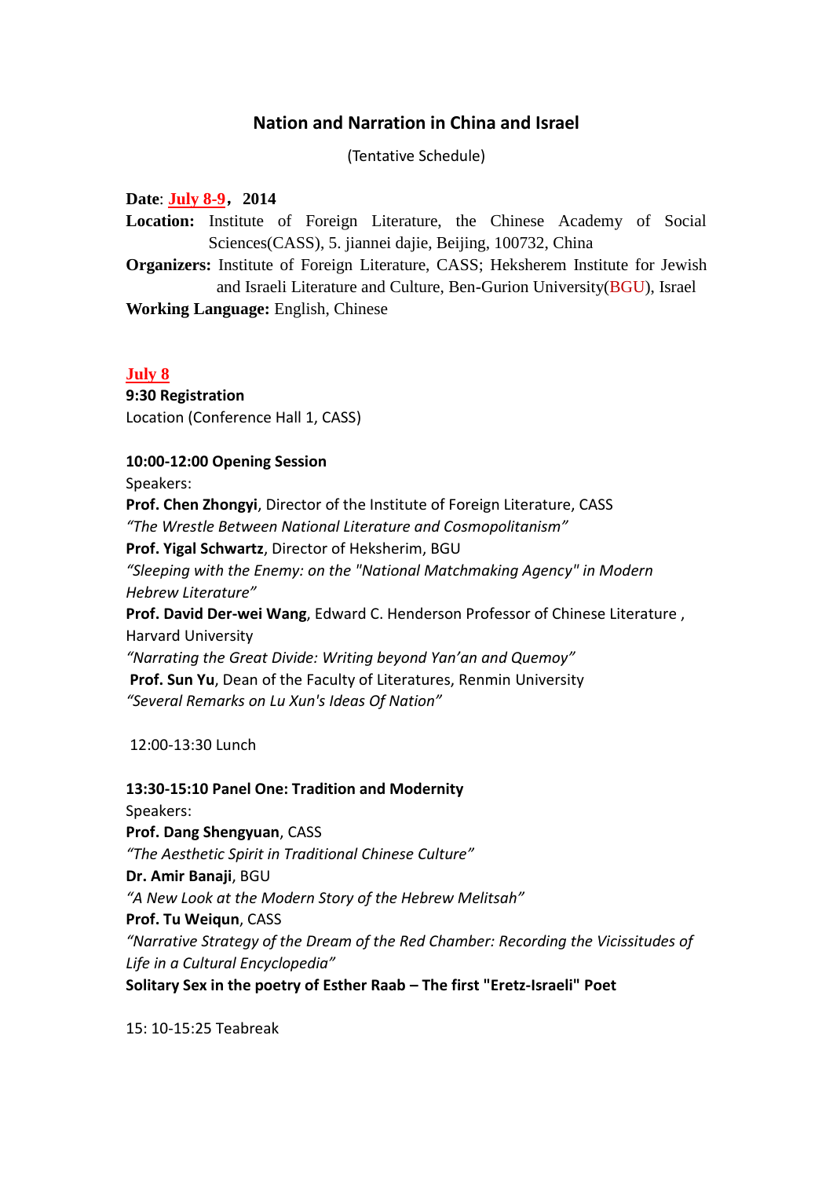## Nation and Narration in China and Israel

(Tentative Schedule)

**Date**: **July 8-9，2014**

**Location:** Institute of Foreign Literature, the Chinese Academy of Social Sciences(CASS), 5. jiannei dajie, Beijing, 100732, China

**Organizers:** Institute of Foreign Literature, CASS; Heksherem Institute for Jewish and Israeli Literature and Culture, Ben-Gurion University(BGU), Israel

**Working Language:** English, Chinese

### July 8

**9:30 Registration**

Location (Conference Hall 1, CASS)

**10:00-12:00 Opening Session**

Speakers:

**Prof. Chen Zhongyi**, Director of the Institute of Foreign Literature, CASS

*"The Wrestle Between National Literature and Cosmopolitanism"*

**Prof. Yigal Schwartz**, Director of Heksherim, BGU

*"Sleeping with the Enemy: on the "National Matchmaking Agency" in Modern Hebrew Literature"*

**Prof. David Der-wei Wang**, Edward C. Henderson Professor of Chinese Literature , Harvard University

*"Narrating the Great Divide: Writing beyond Yan'an and Quemoy"*

**Prof. Sun Yu**, Dean of the Faculty of Literatures, Renmin University

*"Several Remarks on Lu Xun's Ideas Of Nation"*

12:00-13:30 Lunch

**13:30-15:10 Panel One: Tradition and Modernity**

Speakers:

**Prof. Dang Shengyuan**, CASS

*"The Aesthetic Spirit in Traditional Chinese Culture"*

**Dr. Amir Banaji**, BGU

*"A New Look at the Modern Story of the Hebrew Melitsah"*

**Prof. Tu Weiqun**, CASS

*"Narrative Strategy of the Dream of the Red Chamber: Recording the Vicissitudes of Life in a Cultural Encyclopedia"*

**Solitary Sex in the poetry of Esther Raab – The first "Eretz-Israeli" Poet**

15: 10-15:25 Teabreak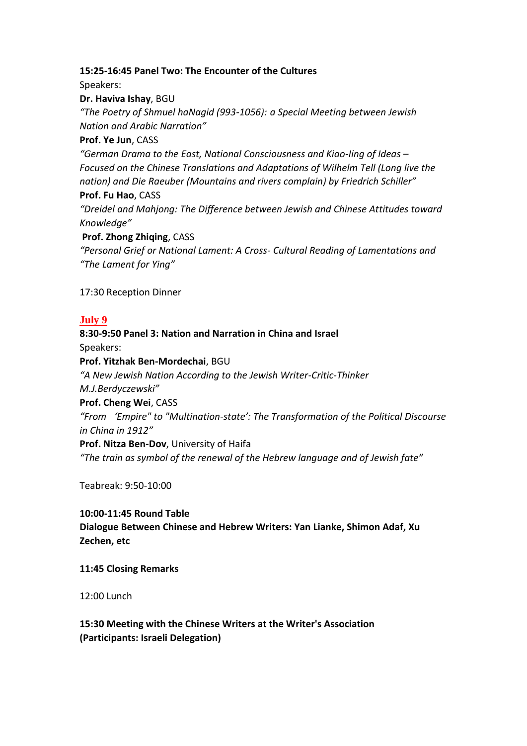**15:25-16:45 Panel Two: The Encounter of the Cultures**

Speakers:

**Dr. Haviva Ishay**, BGU

*"The Poetry of Shmuel haNagid (993-1056): a Special Meeting between Jewish Nation and Arabic Narration"*

**Prof. Ye Jun**, CASS

*"German Drama to the East, National Consciousness and Kiao-Iing of Ideas – Focused on the Chinese Translations and Adaptations of Wilhelm Tell (Long live the nation) and Die Raeuber (Mountains and rivers complain) by Friedrich Schiller"*

**Prof. Fu Hao**, CASS

*"Dreidel and Mahjong: The Difference between Jewish and Chinese Attitudes toward Knowledge"*

**Prof. Zhong Zhiqing**, CASS

*"Personal Grief or National Lament: A Cross- Cultural Reading of Lamentations and "The Lament for Ying"*

17:30 Reception Dinner

## July 9

**8:30-9:50 Panel 3: Nation and Narration in China and Israel**

Speakers:

**Prof. Yitzhak Ben-Mordechai**, BGU

*"A New Jewish Nation According to the Jewish Writer-Critic-Thinker M.J.Berdyczewski"*

**Prof. Cheng Wei**, CASS

*"From 'Empire" to "Multination-state': The Transformation of the Political Discourse in China in 1912"*

**Prof. Nitza Ben-Dov**, University of Haifa

*"The train as symbol of the renewal of the Hebrew language and of Jewish fate"*

Teabreak: 9:50-10:00

**10:00-11:45 Round Table**

**Dialogue Between Chinese and Hebrew Writers: Yan Lianke, Shimon Adaf, Xu Zechen, etc**

**11:45 Closing Remarks**

12:00 Lunch

**15:30 Meeting with the Chinese Writers at the Writer's Association (Participants: Israeli Delegation)**